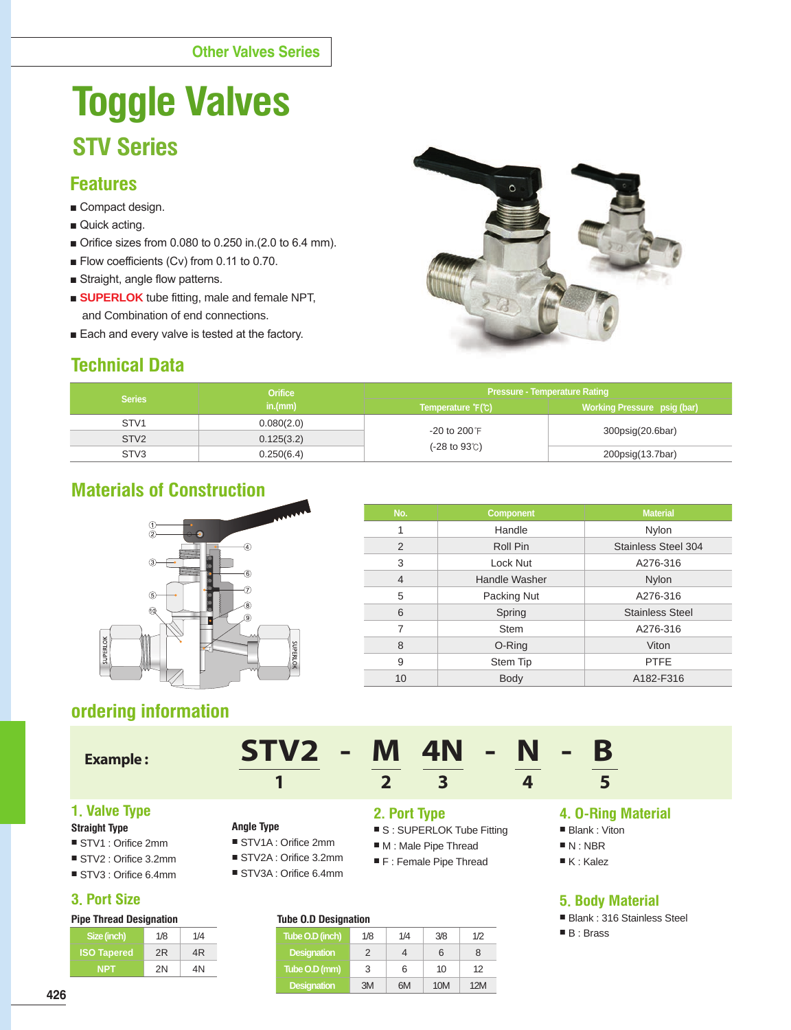Other Valves Series

# Toggle Valves

## STV Series

### Features

- Compact design.
- Quick acting.
- Orifice sizes from 0.080 to 0.250 in.(2.0 to 6.4 mm).
- Flow coefficients (Cv) from 0.11 to 0.70.
- Straight, angle flow patterns.
- **SUPERLOK** tube fitting, male and female NPT, and Combination of end connections.
- Each and every valve is tested at the factory.

### Technical Data

| Series | Orifice in.(mm) | Pressure - Temperature Rating | |
|---|---|---|---|
| | | Temperature ℉(℃) | Working Pressure psig (bar) |
| STV1 | 0.080(2.0) | -20 to 200℉ (-28 to 93℃) | 300psig(20.6bar) |
| STV2 | 0.125(3.2) | | |
| STV3 | 0.250(6.4) | | 200psig(13.7bar) |

### Materials of Construction

| No. | Component | Material |
|---|---|---|
| 1 | Handle | Nylon |
| 2 | Roll Pin | Stainless Steel 304 |
| 3 | Lock Nut | A276-316 |
| 4 | Handle Washer | Nylon |
| 5 | Packing Nut | A276-316 |
| 6 | Spring | Stainless Steel |
| 7 | Stem | A276-316 |
| 8 | O-Ring | Viton |
| 9 | Stem Tip | PTFE |
| 10 | Body | A182-F316 |

### ordering information

**Example :** STV2 - M 4N - N - B

(1: STV2, 2: M, 3: 4N, 4: N, 5: B)

#### 1. Valve Type

**Straight Type**
- STV1 : Orifice 2mm
- STV2 : Orifice 3.2mm
- STV3 : Orifice 6.4mm

**Angle Type**
- STV1A : Orifice 2mm
- STV2A : Orifice 3.2mm
- STV3A : Orifice 6.4mm

#### 2. Port Type

- S : SUPERLOK Tube Fitting
- M : Male Pipe Thread
- F : Female Pipe Thread

#### 3. Port Size

**Pipe Thread Designation**

| Size (inch) | 1/8 | 1/4 |
|---|---|---|
| ISO Tapered | 2R | 4R |
| NPT | 2N | 4N |

**Tube O.D Designation**

| Tube O.D (inch) | 1/8 | 1/4 | 3/8 | 1/2 |
|---|---|---|---|---|
| Designation | 2 | 4 | 6 | 8 |
| Tube O.D (mm) | 3 | 6 | 10 | 12 |
| Designation | 3M | 6M | 10M | 12M |

#### 4. O-Ring Material

- Blank : Viton
- N : NBR
- K : Kalez

#### 5. Body Material

- Blank : 316 Stainless Steel
- B : Brass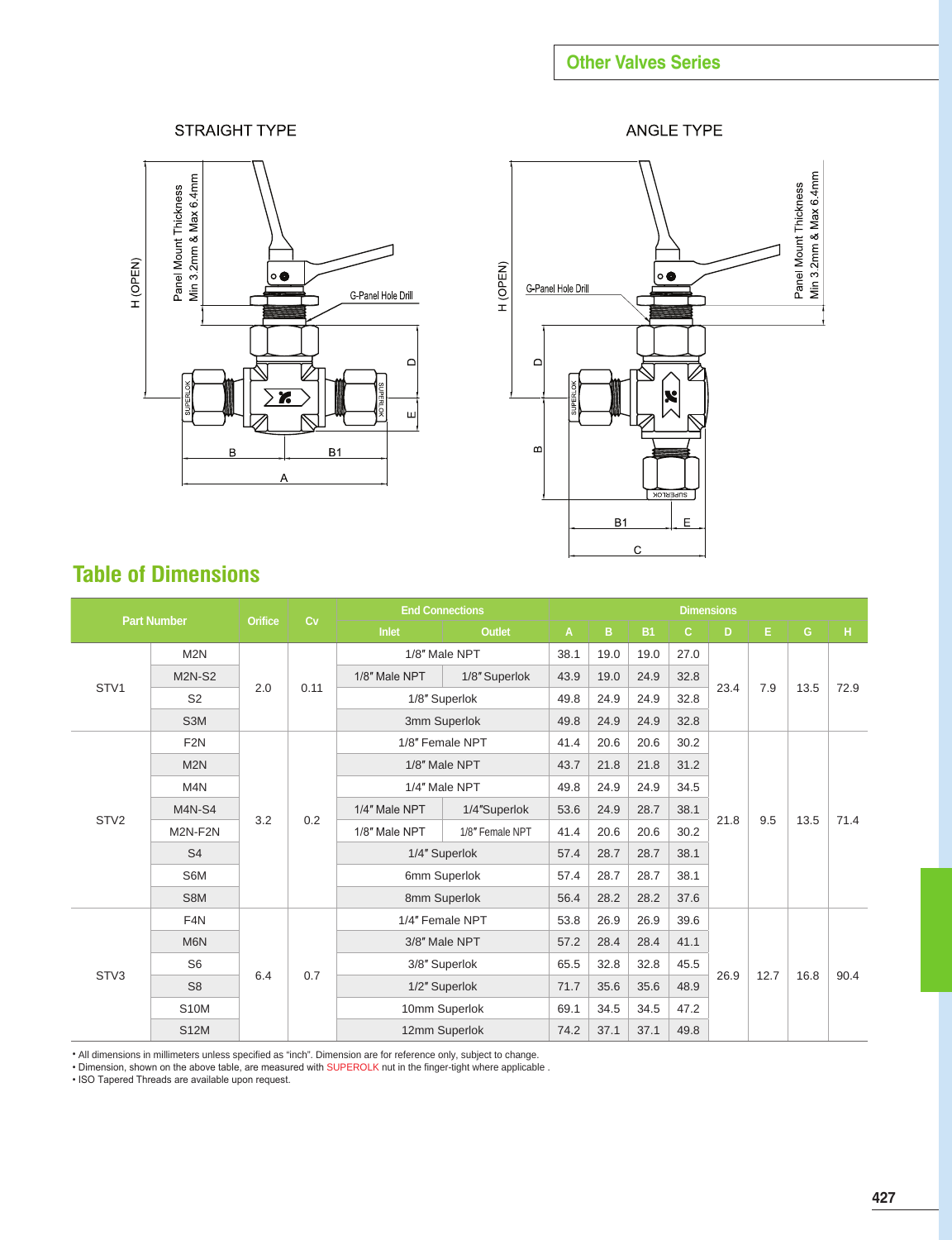## Other Valves Series

STRAIGHT TYPE

ANGLE TYPE

H (OPEN)

Panel Mount Thickness Min 3.2mm & Max 6.4mm

G-Panel Hole Drill

D

E

B

B1

A

C

## Table of Dimensions

| Part Number | | Orifice | Cv | End Connections | | Dimensions | | | | | | | |
|---|---|---|---|---|---|---|---|---|---|---|---|---|---|
| | | | | Inlet | Outlet | A | B | B1 | C | D | E | G | H |
| STV1 | M2N | 2.0 | 0.11 | 1/8″ Male NPT | | 38.1 | 19.0 | 19.0 | 27.0 | 23.4 | 7.9 | 13.5 | 72.9 |
| | M2N-S2 | | | 1/8″ Male NPT | 1/8″ Superlok | 43.9 | 19.0 | 24.9 | 32.8 | | | | |
| | S2 | | | 1/8″ Superlok | | 49.8 | 24.9 | 24.9 | 32.8 | | | | |
| | S3M | | | 3mm Superlok | | 49.8 | 24.9 | 24.9 | 32.8 | | | | |
| STV2 | F2N | 3.2 | 0.2 | 1/8″ Female NPT | | 41.4 | 20.6 | 20.6 | 30.2 | 21.8 | 9.5 | 13.5 | 71.4 |
| | M2N | | | 1/8″ Male NPT | | 43.7 | 21.8 | 21.8 | 31.2 | | | | |
| | M4N | | | 1/4″ Male NPT | | 49.8 | 24.9 | 24.9 | 34.5 | | | | |
| | M4N-S4 | | | 1/4″ Male NPT | 1/4″Superlok | 53.6 | 24.9 | 28.7 | 38.1 | | | | |
| | M2N-F2N | | | 1/8″ Male NPT | 1/8″ Female NPT | 41.4 | 20.6 | 20.6 | 30.2 | | | | |
| | S4 | | | 1/4″ Superlok | | 57.4 | 28.7 | 28.7 | 38.1 | | | | |
| | S6M | | | 6mm Superlok | | 57.4 | 28.7 | 28.7 | 38.1 | | | | |
| | S8M | | | 8mm Superlok | | 56.4 | 28.2 | 28.2 | 37.6 | | | | |
| STV3 | F4N | 6.4 | 0.7 | 1/4″ Female NPT | | 53.8 | 26.9 | 26.9 | 39.6 | 26.9 | 12.7 | 16.8 | 90.4 |
| | M6N | | | 3/8″ Male NPT | | 57.2 | 28.4 | 28.4 | 41.1 | | | | |
| | S6 | | | 3/8″ Superlok | | 65.5 | 32.8 | 32.8 | 45.5 | | | | |
| | S8 | | | 1/2″ Superlok | | 71.7 | 35.6 | 35.6 | 48.9 | | | | |
| | S10M | | | 10mm Superlok | | 69.1 | 34.5 | 34.5 | 47.2 | | | | |
| | S12M | | | 12mm Superlok | | 74.2 | 37.1 | 37.1 | 49.8 | | | | |

- All dimensions in millimeters unless specified as "inch". Dimension are for reference only, subject to change.
- Dimension, shown on the above table, are measured with SUPEROLK nut in the finger-tight where applicable .
- ISO Tapered Threads are available upon request.